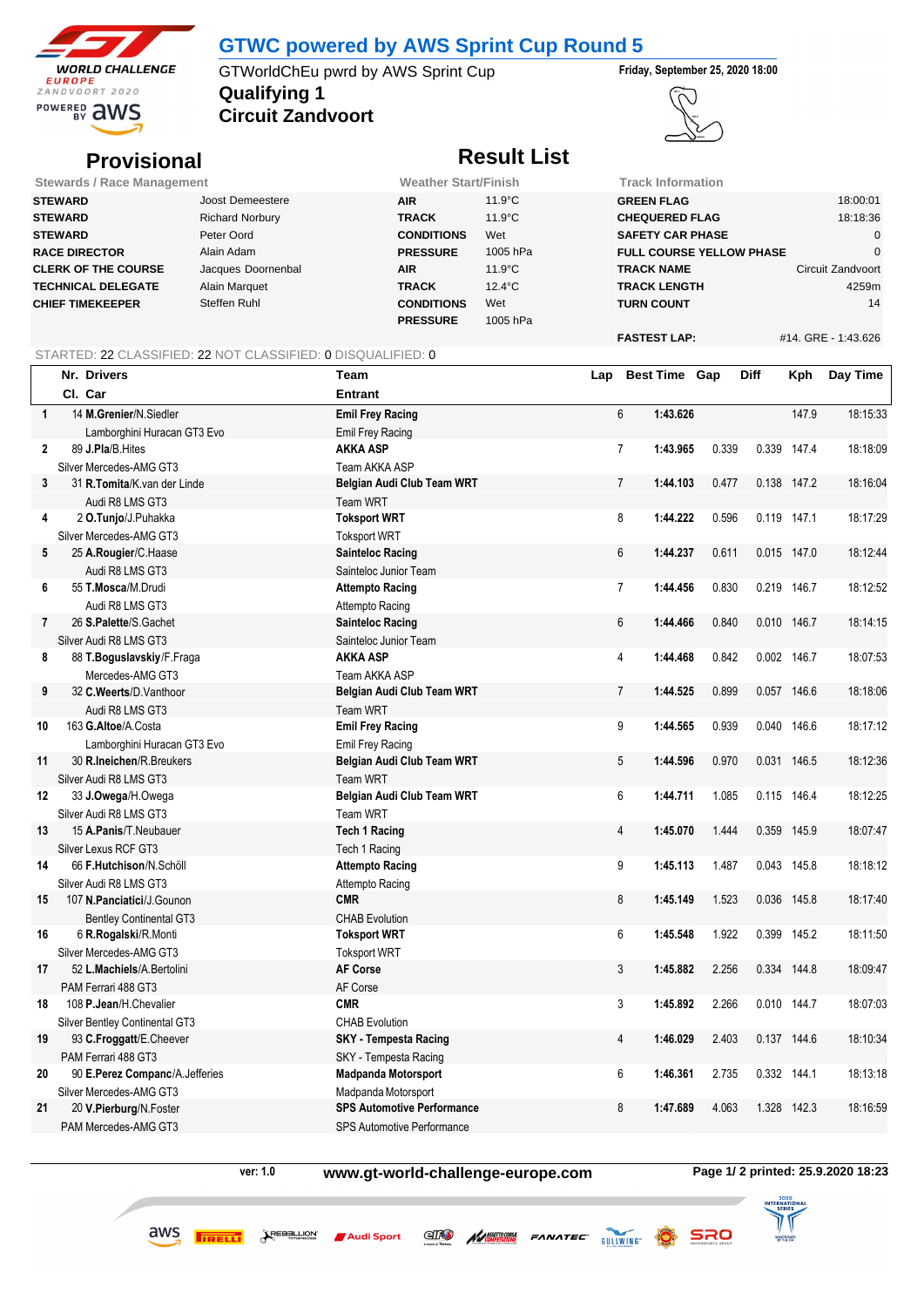# GTWC powered by AWS Sprint Cup Round 5

GTWorldChEu pwrd by AWS Sprint Cup

**Friday, September 25, 2020 18:00**

## Qualifying 1
## Circuit Zandvoort

## Provisional

## Result List

| Stewards / Race Management | | Weather Start/Finish | | Track Information | |
|---|---|---|---|---|---|
| **STEWARD** | Joost Demeestere | **AIR** | 11.9°C | **GREEN FLAG** | 18:00:01 |
| **STEWARD** | Richard Norbury | **TRACK** | 11.9°C | **CHEQUERED FLAG** | 18:18:36 |
| **STEWARD** | Peter Oord | **CONDITIONS** | Wet | **SAFETY CAR PHASE** | 0 |
| **RACE DIRECTOR** | Alain Adam | **PRESSURE** | 1005 hPa | **FULL COURSE YELLOW PHASE** | 0 |
| **CLERK OF THE COURSE** | Jacques Doornenbal | **AIR** | 11.9°C | **TRACK NAME** | Circuit Zandvoort |
| **TECHNICAL DELEGATE** | Alain Marquet | **TRACK** | 12.4°C | **TRACK LENGTH** | 4259m |
| **CHIEF TIMEKEEPER** | Steffen Ruhl | **CONDITIONS** | Wet | **TURN COUNT** | 14 |
| | | **PRESSURE** | 1005 hPa | | |
| | | | | **FASTEST LAP:** | #14. GRE - 1:43.626 |

STARTED: 22 CLASSIFIED: 22 NOT CLASSIFIED: 0 DISQUALIFIED: 0

| | Nr. Drivers / Cl. Car | Team / Entrant | Lap | Best Time | Gap | Diff | Kph | Day Time |
|---|---|---|---|---|---|---|---|---|
| 1 | 14 **M.Grenier**/N.Siedler<br>Lamborghini Huracan GT3 Evo | **Emil Frey Racing**<br>Emil Frey Racing | 6 | **1:43.626** | | | 147.9 | 18:15:33 |
| 2 | 89 **J.Pla**/B.Hites<br>Silver Mercedes-AMG GT3 | **AKKA ASP**<br>Team AKKA ASP | 7 | **1:43.965** | 0.339 | 0.339 | 147.4 | 18:18:09 |
| 3 | 31 **R.Tomita**/K.van der Linde<br>Audi R8 LMS GT3 | **Belgian Audi Club Team WRT**<br>Team WRT | 7 | **1:44.103** | 0.477 | 0.138 | 147.2 | 18:16:04 |
| 4 | 2 **O.Tunjo**/J.Puhakka<br>Silver Mercedes-AMG GT3 | **Toksport WRT**<br>Toksport WRT | 8 | **1:44.222** | 0.596 | 0.119 | 147.1 | 18:17:29 |
| 5 | 25 **A.Rougier**/C.Haase<br>Audi R8 LMS GT3 | **Sainteloc Racing**<br>Sainteloc Junior Team | 6 | **1:44.237** | 0.611 | 0.015 | 147.0 | 18:12:44 |
| 6 | 55 **T.Mosca**/M.Drudi<br>Audi R8 LMS GT3 | **Attempto Racing**<br>Attempto Racing | 7 | **1:44.456** | 0.830 | 0.219 | 146.7 | 18:12:52 |
| 7 | 26 **S.Palette**/S.Gachet<br>Silver Audi R8 LMS GT3 | **Sainteloc Racing**<br>Sainteloc Junior Team | 6 | **1:44.466** | 0.840 | 0.010 | 146.7 | 18:14:15 |
| 8 | 88 **T.Boguslavskiy**/F.Fraga<br>Mercedes-AMG GT3 | **AKKA ASP**<br>Team AKKA ASP | 4 | **1:44.468** | 0.842 | 0.002 | 146.7 | 18:07:53 |
| 9 | 32 **C.Weerts**/D.Vanthoor<br>Audi R8 LMS GT3 | **Belgian Audi Club Team WRT**<br>Team WRT | 7 | **1:44.525** | 0.899 | 0.057 | 146.6 | 18:18:06 |
| 10 | 163 **G.Altoe**/A.Costa<br>Lamborghini Huracan GT3 Evo | **Emil Frey Racing**<br>Emil Frey Racing | 9 | **1:44.565** | 0.939 | 0.040 | 146.6 | 18:17:12 |
| 11 | 30 **R.Ineichen**/R.Breukers<br>Silver Audi R8 LMS GT3 | **Belgian Audi Club Team WRT**<br>Team WRT | 5 | **1:44.596** | 0.970 | 0.031 | 146.5 | 18:12:36 |
| 12 | 33 **J.Owega**/H.Owega<br>Silver Audi R8 LMS GT3 | **Belgian Audi Club Team WRT**<br>Team WRT | 6 | **1:44.711** | 1.085 | 0.115 | 146.4 | 18:12:25 |
| 13 | 15 **A.Panis**/T.Neubauer<br>Silver Lexus RCF GT3 | **Tech 1 Racing**<br>Tech 1 Racing | 4 | **1:45.070** | 1.444 | 0.359 | 145.9 | 18:07:47 |
| 14 | 66 **F.Hutchison**/N.Schöll<br>Silver Audi R8 LMS GT3 | **Attempto Racing**<br>Attempto Racing | 9 | **1:45.113** | 1.487 | 0.043 | 145.8 | 18:18:12 |
| 15 | 107 **N.Panciatici**/J.Gounon<br>Bentley Continental GT3 | **CMR**<br>CHAB Evolution | 8 | **1:45.149** | 1.523 | 0.036 | 145.8 | 18:17:40 |
| 16 | 6 **R.Rogalski**/R.Monti<br>Silver Mercedes-AMG GT3 | **Toksport WRT**<br>Toksport WRT | 6 | **1:45.548** | 1.922 | 0.399 | 145.2 | 18:11:50 |
| 17 | 52 **L.Machiels**/A.Bertolini<br>PAM Ferrari 488 GT3 | **AF Corse**<br>AF Corse | 3 | **1:45.882** | 2.256 | 0.334 | 144.8 | 18:09:47 |
| 18 | 108 **P.Jean**/H.Chevalier<br>Silver Bentley Continental GT3 | **CMR**<br>CHAB Evolution | 3 | **1:45.892** | 2.266 | 0.010 | 144.7 | 18:07:03 |
| 19 | 93 **C.Froggatt**/E.Cheever<br>PAM Ferrari 488 GT3 | **SKY - Tempesta Racing**<br>SKY - Tempesta Racing | 4 | **1:46.029** | 2.403 | 0.137 | 144.6 | 18:10:34 |
| 20 | 90 **E.Perez Companc**/A.Jefferies<br>Silver Mercedes-AMG GT3 | **Madpanda Motorsport**<br>Madpanda Motorsport | 6 | **1:46.361** | 2.735 | 0.332 | 144.1 | 18:13:18 |
| 21 | 20 **V.Pierburg**/N.Foster<br>PAM Mercedes-AMG GT3 | **SPS Automotive Performance**<br>SPS Automotive Performance | 8 | **1:47.689** | 4.063 | 1.328 | 142.3 | 18:16:59 |

ver: 1.0 **www.gt-world-challenge-europe.com** **Page 1/ 2 printed: 25.9.2020 18:23**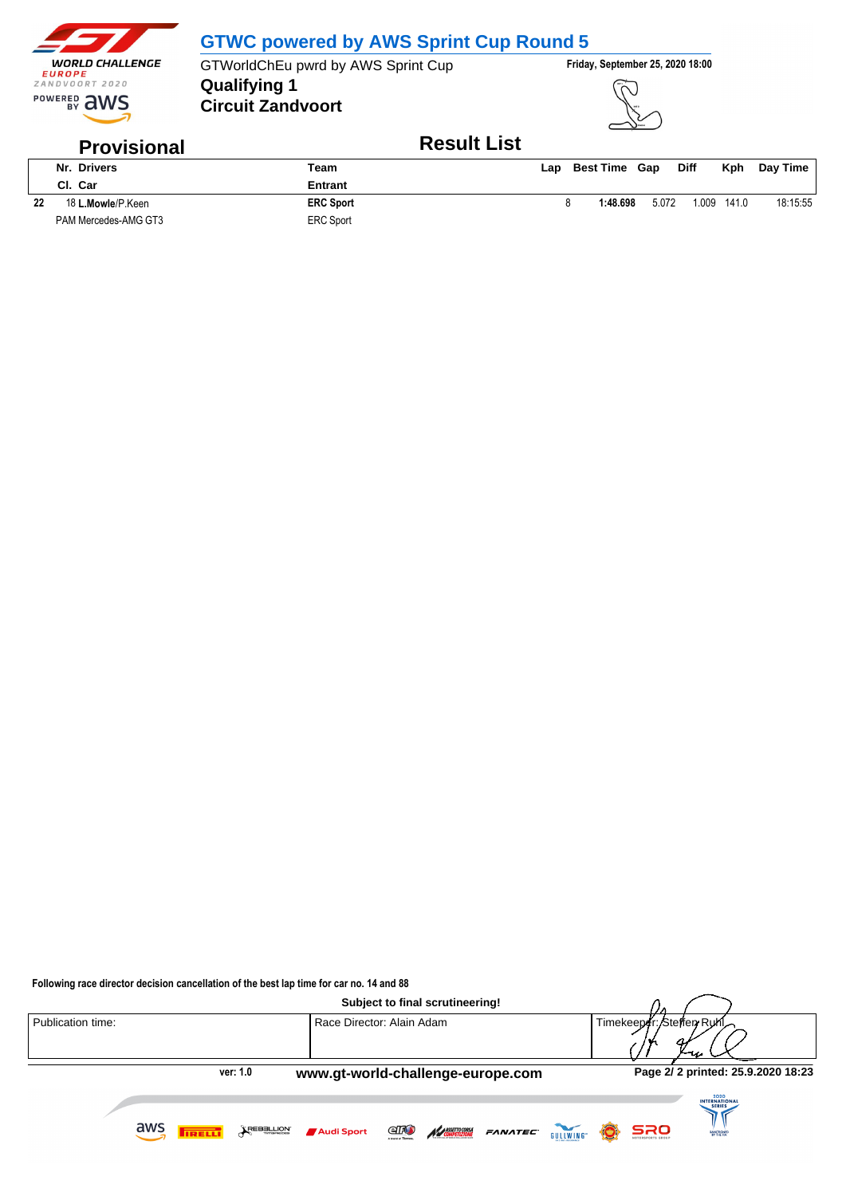# GTWC powered by AWS Sprint Cup Round 5

GTWorldChEu pwrd by AWS Sprint Cup

Friday, September 25, 2020 18:00

**Qualifying 1**

**Circuit Zandvoort**

## Provisional

## Result List

| | Nr. Drivers / Cl. Car | Team / Entrant | Lap | Best Time | Gap | Diff | Kph | Day Time |
|---|---|---|---|---|---|---|---|---|
| 22 | 18 **L.Mowle**/P.Keen | **ERC Sport** | 8 | **1:48.698** | 5.072 | 1.009 | 141.0 | 18:15:55 |
| | PAM Mercedes-AMG GT3 | ERC Sport | | | | | | |

**Following race director decision cancellation of the best lap time for car no. 14 and 88**

**Subject to final scrutineering!**

| Publication time: | Race Director: Alain Adam | Timekeeper: Steffen Ruhl |
|---|---|---|

ver: 1.0

**www.gt-world-challenge-europe.com**

printed: 25.9.2020 18:23